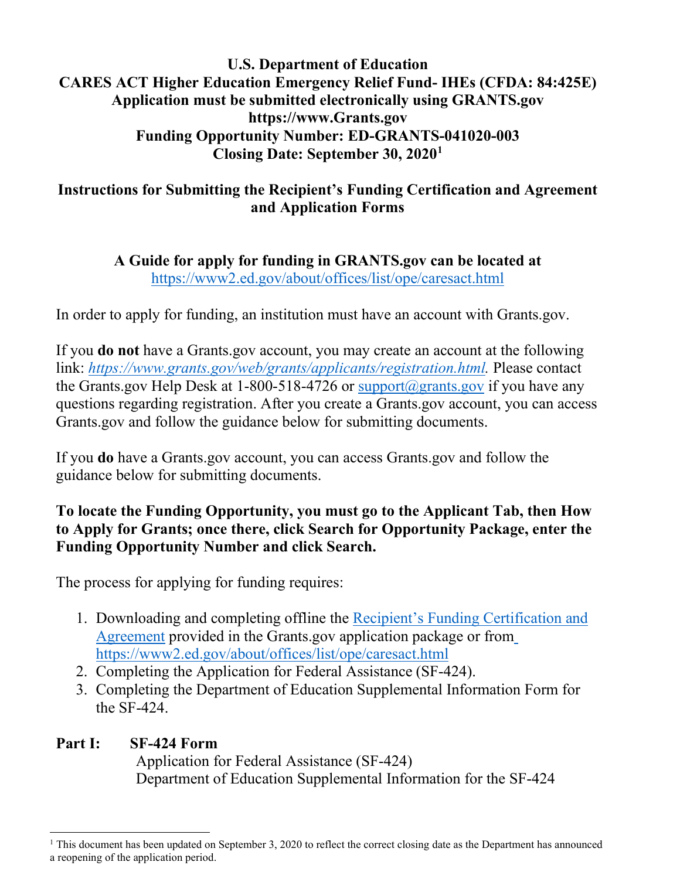**U.S. Department of Education**
**CARES ACT Higher Education Emergency Relief Fund- IHEs (CFDA: 84:425E)**
**Application must be submitted electronically using GRANTS.gov**
**https://www.Grants.gov**
**Funding Opportunity Number: ED-GRANTS-041020-003**
**Closing Date: September 30, 2020[1]**

## Instructions for Submitting the Recipient's Funding Certification and Agreement and Application Forms

**A Guide for apply for funding in GRANTS.gov can be located at** https://www2.ed.gov/about/offices/list/ope/caresact.html

In order to apply for funding, an institution must have an account with Grants.gov.

If you **do not** have a Grants.gov account, you may create an account at the following link: *https://www.grants.gov/web/grants/applicants/registration.html.* Please contact the Grants.gov Help Desk at 1-800-518-4726 or support@grants.gov if you have any questions regarding registration. After you create a Grants.gov account, you can access Grants.gov and follow the guidance below for submitting documents.

If you **do** have a Grants.gov account, you can access Grants.gov and follow the guidance below for submitting documents.

**To locate the Funding Opportunity, you must go to the Applicant Tab, then How to Apply for Grants; once there, click Search for Opportunity Package, enter the Funding Opportunity Number and click Search.**

The process for applying for funding requires:

1. Downloading and completing offline the Recipient's Funding Certification and Agreement provided in the Grants.gov application package or from https://www2.ed.gov/about/offices/list/ope/caresact.html
2. Completing the Application for Federal Assistance (SF-424).
3. Completing the Department of Education Supplemental Information Form for the SF-424.

**Part I: SF-424 Form**
Application for Federal Assistance (SF-424)
Department of Education Supplemental Information for the SF-424

---

[1] This document has been updated on September 3, 2020 to reflect the correct closing date as the Department has announced a reopening of the application period.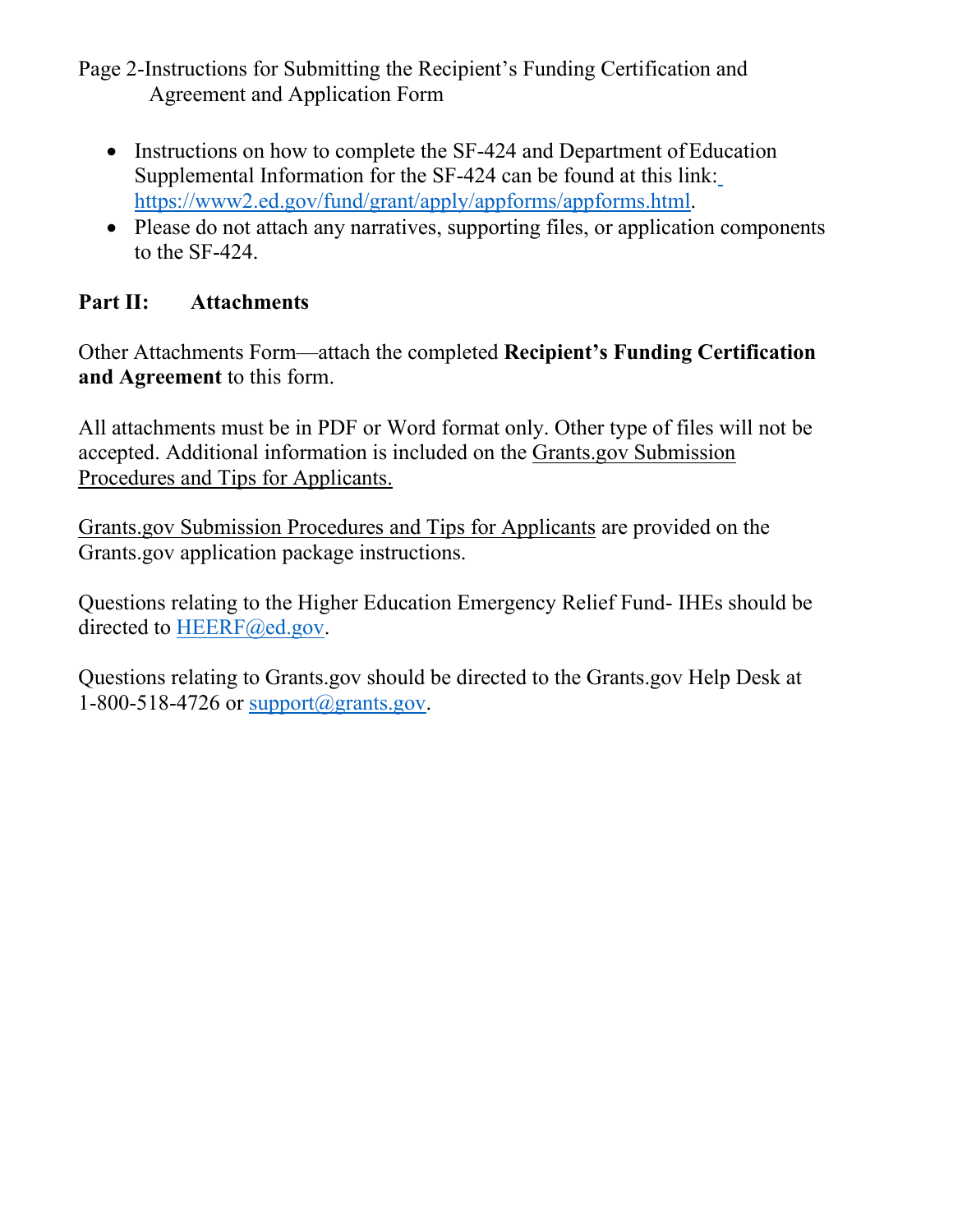Page 2-Instructions for Submitting the Recipient's Funding Certification and Agreement and Application Form

- Instructions on how to complete the SF-424 and Department of Education Supplemental Information for the SF-424 can be found at this link: https://www2.ed.gov/fund/grant/apply/appforms/appforms.html.
- Please do not attach any narratives, supporting files, or application components to the SF-424.

**Part II: Attachments**

Other Attachments Form—attach the completed **Recipient's Funding Certification and Agreement** to this form.

All attachments must be in PDF or Word format only. Other type of files will not be accepted. Additional information is included on the Grants.gov Submission Procedures and Tips for Applicants.

Grants.gov Submission Procedures and Tips for Applicants are provided on the Grants.gov application package instructions.

Questions relating to the Higher Education Emergency Relief Fund- IHEs should be directed to HEERF@ed.gov.

Questions relating to Grants.gov should be directed to the Grants.gov Help Desk at 1-800-518-4726 or support@grants.gov.